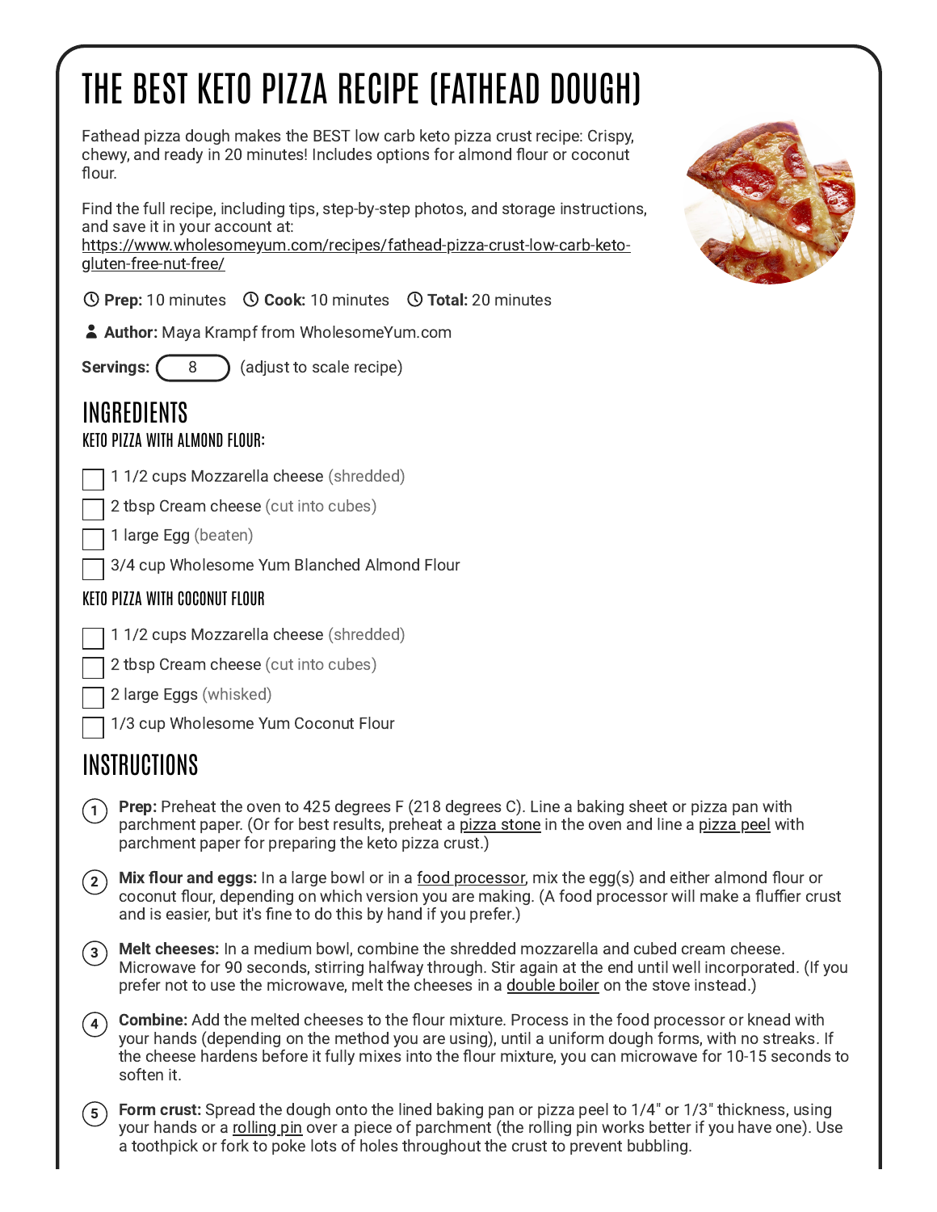# THE BEST KETO PIZZA RECIPE (FATHEAD DOUGH)

Fathead pizza dough makes the BEST low carb keto pizza crust recipe: Crispy, chewy, and ready in 20 minutes! Includes options for almond flour or coconut flour.

Find the full recipe, including tips, step-by-step photos, and storage instructions, and save it in your account at: https://www.wholesomeyum.com/recipes/fathead-pizza-crust-low-carb-keto-gluten-free-nut-free/

**Prep:** 10 minutes **Cook:** 10 minutes **Total:** 20 minutes

**Author:** Maya Krampf from WholesomeYum.com

**Servings:** 8 (adjust to scale recipe)

## INGREDIENTS

### KETO PIZZA WITH ALMOND FLOUR:

- [ ] 1 1/2 cups Mozzarella cheese (shredded)
- [ ] 2 tbsp Cream cheese (cut into cubes)
- [ ] 1 large Egg (beaten)
- [ ] 3/4 cup Wholesome Yum Blanched Almond Flour

### KETO PIZZA WITH COCONUT FLOUR

- [ ] 1 1/2 cups Mozzarella cheese (shredded)
- [ ] 2 tbsp Cream cheese (cut into cubes)
- [ ] 2 large Eggs (whisked)
- [ ] 1/3 cup Wholesome Yum Coconut Flour

## INSTRUCTIONS

1. **Prep:** Preheat the oven to 425 degrees F (218 degrees C). Line a baking sheet or pizza pan with parchment paper. (Or for best results, preheat a pizza stone in the oven and line a pizza peel with parchment paper for preparing the keto pizza crust.)
2. **Mix flour and eggs:** In a large bowl or in a food processor, mix the egg(s) and either almond flour or coconut flour, depending on which version you are making. (A food processor will make a fluffier crust and is easier, but it's fine to do this by hand if you prefer.)
3. **Melt cheeses:** In a medium bowl, combine the shredded mozzarella and cubed cream cheese. Microwave for 90 seconds, stirring halfway through. Stir again at the end until well incorporated. (If you prefer not to use the microwave, melt the cheeses in a double boiler on the stove instead.)
4. **Combine:** Add the melted cheeses to the flour mixture. Process in the food processor or knead with your hands (depending on the method you are using), until a uniform dough forms, with no streaks. If the cheese hardens before it fully mixes into the flour mixture, you can microwave for 10-15 seconds to soften it.
5. **Form crust:** Spread the dough onto the lined baking pan or pizza peel to 1/4" or 1/3" thickness, using your hands or a rolling pin over a piece of parchment (the rolling pin works better if you have one). Use a toothpick or fork to poke lots of holes throughout the crust to prevent bubbling.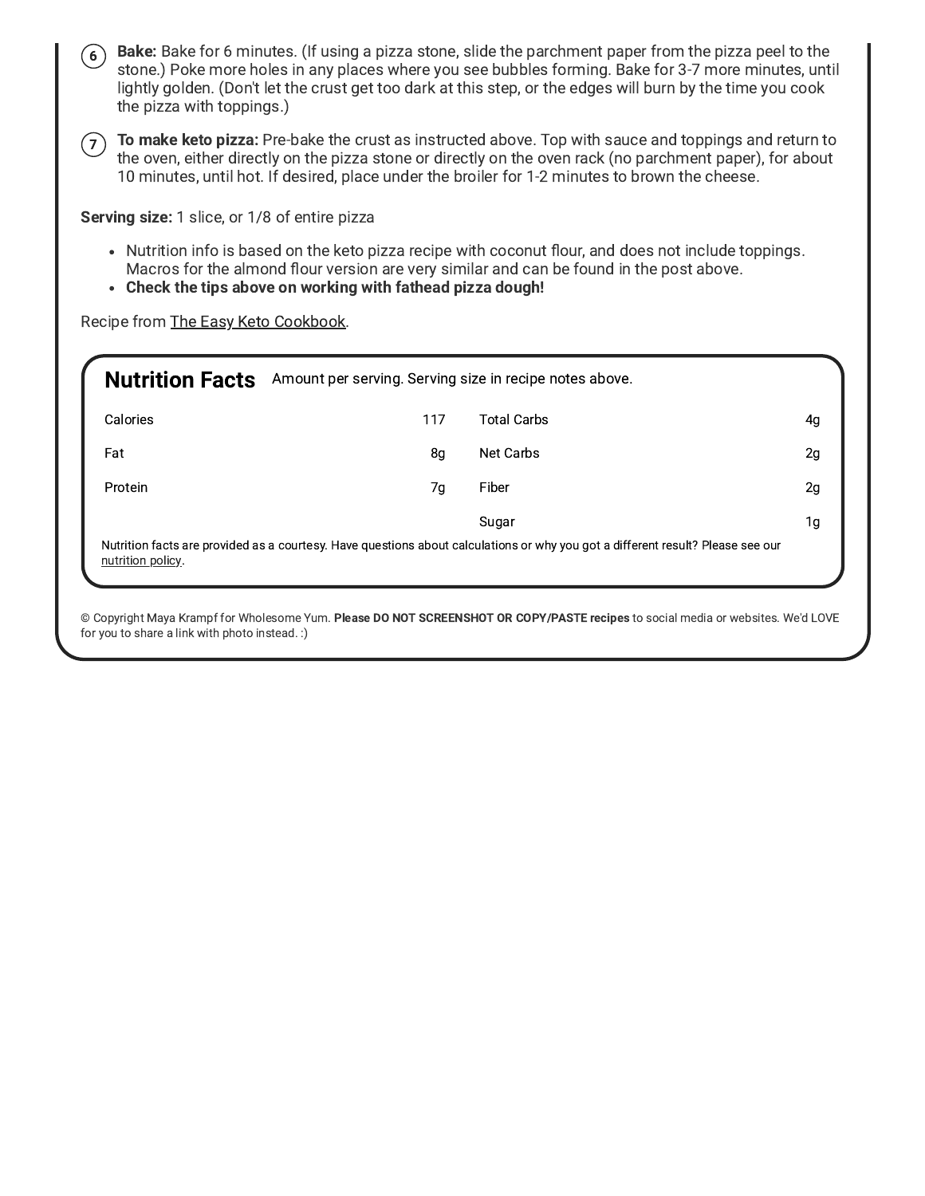6. **Bake:** Bake for 6 minutes. (If using a pizza stone, slide the parchment paper from the pizza peel to the stone.) Poke more holes in any places where you see bubbles forming. Bake for 3-7 more minutes, until lightly golden. (Don't let the crust get too dark at this step, or the edges will burn by the time you cook the pizza with toppings.)

7. **To make keto pizza:** Pre-bake the crust as instructed above. Top with sauce and toppings and return to the oven, either directly on the pizza stone or directly on the oven rack (no parchment paper), for about 10 minutes, until hot. If desired, place under the broiler for 1-2 minutes to brown the cheese.

**Serving size:** 1 slice, or 1/8 of entire pizza

- Nutrition info is based on the keto pizza recipe with coconut flour, and does not include toppings. Macros for the almond flour version are very similar and can be found in the post above.
- **Check the tips above on working with fathead pizza dough!**

Recipe from The Easy Keto Cookbook.

## Nutrition Facts

Amount per serving. Serving size in recipe notes above.

| | | | |
|---|---|---|---|
| Calories | 117 | Total Carbs | 4g |
| Fat | 8g | Net Carbs | 2g |
| Protein | 7g | Fiber | 2g |
| | | Sugar | 1g |

Nutrition facts are provided as a courtesy. Have questions about calculations or why you got a different result? Please see our nutrition policy.

© Copyright Maya Krampf for Wholesome Yum. **Please DO NOT SCREENSHOT OR COPY/PASTE recipes** to social media or websites. We'd LOVE for you to share a link with photo instead. :)